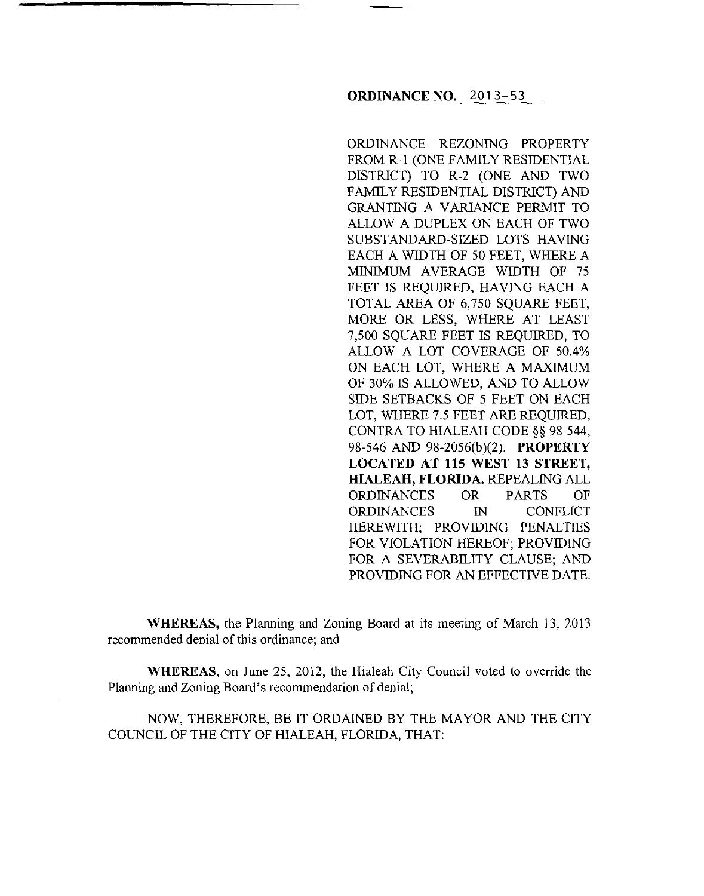**ORDINANCE NO. 2013-53**

ORDINANCE REZONING PROPERTY FROM R-1 (ONE FAMILY RESIDENTIAL DISTRICT) TO R-2 (ONE AND TWO FAMILY RESIDENTIAL DISTRICT) AND GRANTING A VARIANCE PERMIT TO ALLOW A DUPLEX ON EACH OF TWO SUBSTANDARD-SIZED LOTS HAVING EACH A WIDTH OF 50 FEET, WHERE A MINIMUM AVERAGE WIDTH OF 75 FEET IS REQUIRED, HAVING EACH A TOTAL AREA OF 6,750 SQUARE FEET, MORE OR LESS, WHERE AT LEAST 7,500 SQUARE FEET IS REQUIRED, TO ALLOW A LOT COVERAGE OF 50.4% ON EACH LOT, WHERE A MAXIMUM OF 30% IS ALLOWED, AND TO ALLOW SIDE SETBACKS OF 5 FEET ON EACH LOT, WHERE 7.5 FEET ARE REQUIRED, CONTRA TO HIALEAH CODE §§ 98-544, 98-546 AND 98-2056(b)(2). **PROPERTY LOCATED AT 115 WEST 13 STREET, HIALEAH, FLORIDA.** REPEALING ALL ORDINANCES OR PARTS OF ORDINANCES IN CONFLICT HEREWITH; PROVIDING PENALTIES FOR VIOLATION HEREOF; PROVIDING FOR A SEVERABILITY CLAUSE; AND PROVIDING FOR AN EFFECTIVE DATE.

**WHEREAS,** the Planning and Zoning Board at its meeting of March 13, 2013 recommended denial of this ordinance; and

**WHEREAS,** on June 25, 2012, the Hialeah City Council voted to override the Planning and Zoning Board's recommendation of denial;

NOW, THEREFORE, BE IT ORDAINED BY THE MAYOR AND THE CITY COUNCIL OF THE CITY OF HIALEAH, FLORIDA, THAT: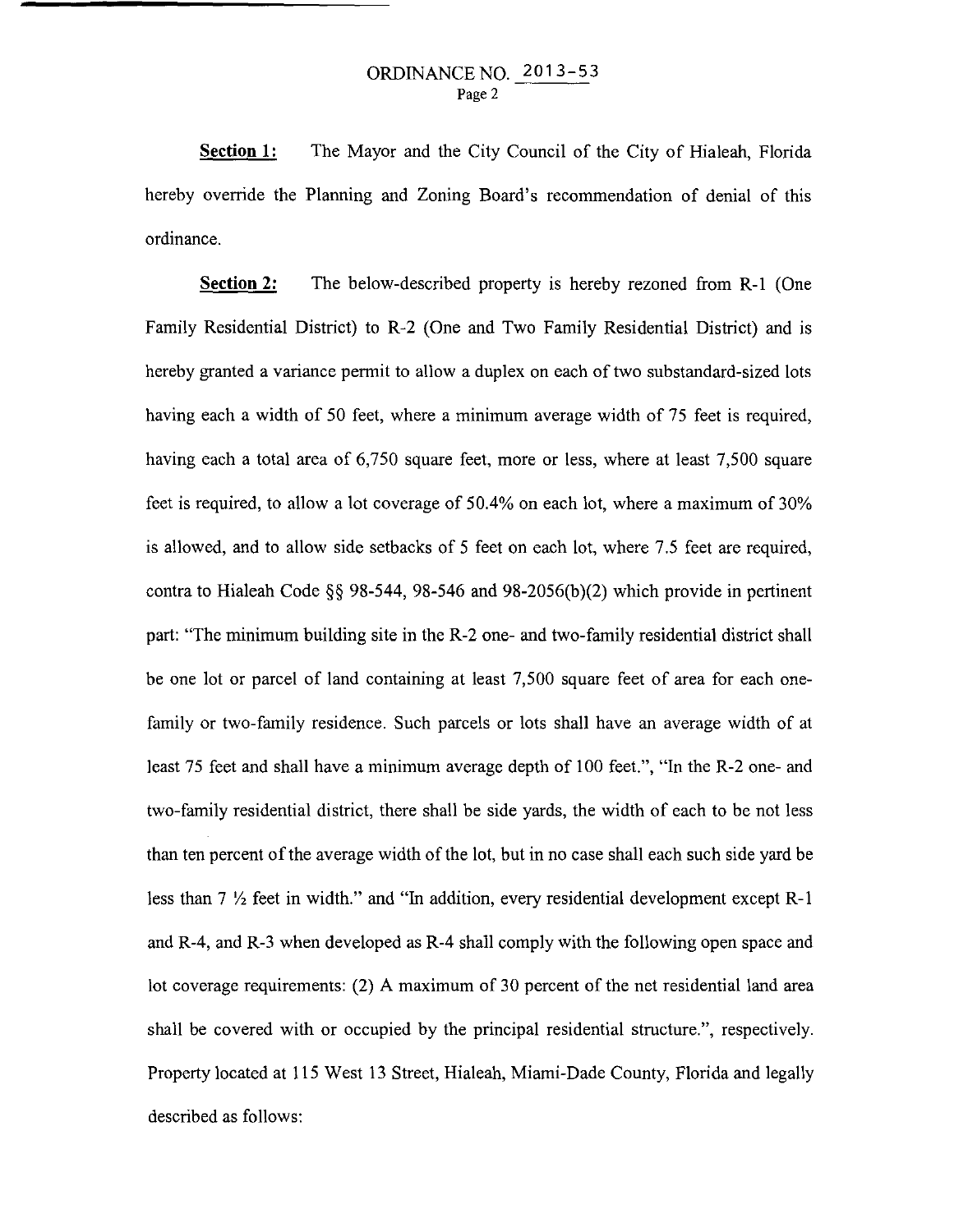**Section 1:** The Mayor and the City Council of the City of Hialeah, Florida hereby override the Planning and Zoning Board's recommendation of denial of this ordinance.

**Section 2:** The below-described property is hereby rezoned from R-1 (One Family Residential District) to R-2 (One and Two Family Residential District) and is hereby granted a variance permit to allow a duplex on each of two substandard-sized lots having each a width of 50 feet, where a minimum average width of 75 feet is required, having each a total area of 6,750 square feet, more or less, where at least 7,500 square feet is required, to allow a lot coverage of 50.4% on each lot, where a maximum of 30% is allowed, and to allow side setbacks of 5 feet on each lot, where 7.5 feet are required, contra to Hialeah Code §§ 98-544, 98-546 and 98-2056(b)(2) which provide in pertinent part: "The minimum building site in the R-2 one- and two-family residential district shall be one lot or parcel of land containing at least 7,500 square feet of area for each one-family or two-family residence. Such parcels or lots shall have an average width of at least 75 feet and shall have a minimum average depth of 100 feet.", "In the R-2 one- and two-family residential district, there shall be side yards, the width of each to be not less than ten percent of the average width of the lot, but in no case shall each such side yard be less than 7 ½ feet in width." and "In addition, every residential development except R-1 and R-4, and R-3 when developed as R-4 shall comply with the following open space and lot coverage requirements: (2) A maximum of 30 percent of the net residential land area shall be covered with or occupied by the principal residential structure.", respectively. Property located at 115 West 13 Street, Hialeah, Miami-Dade County, Florida and legally described as follows: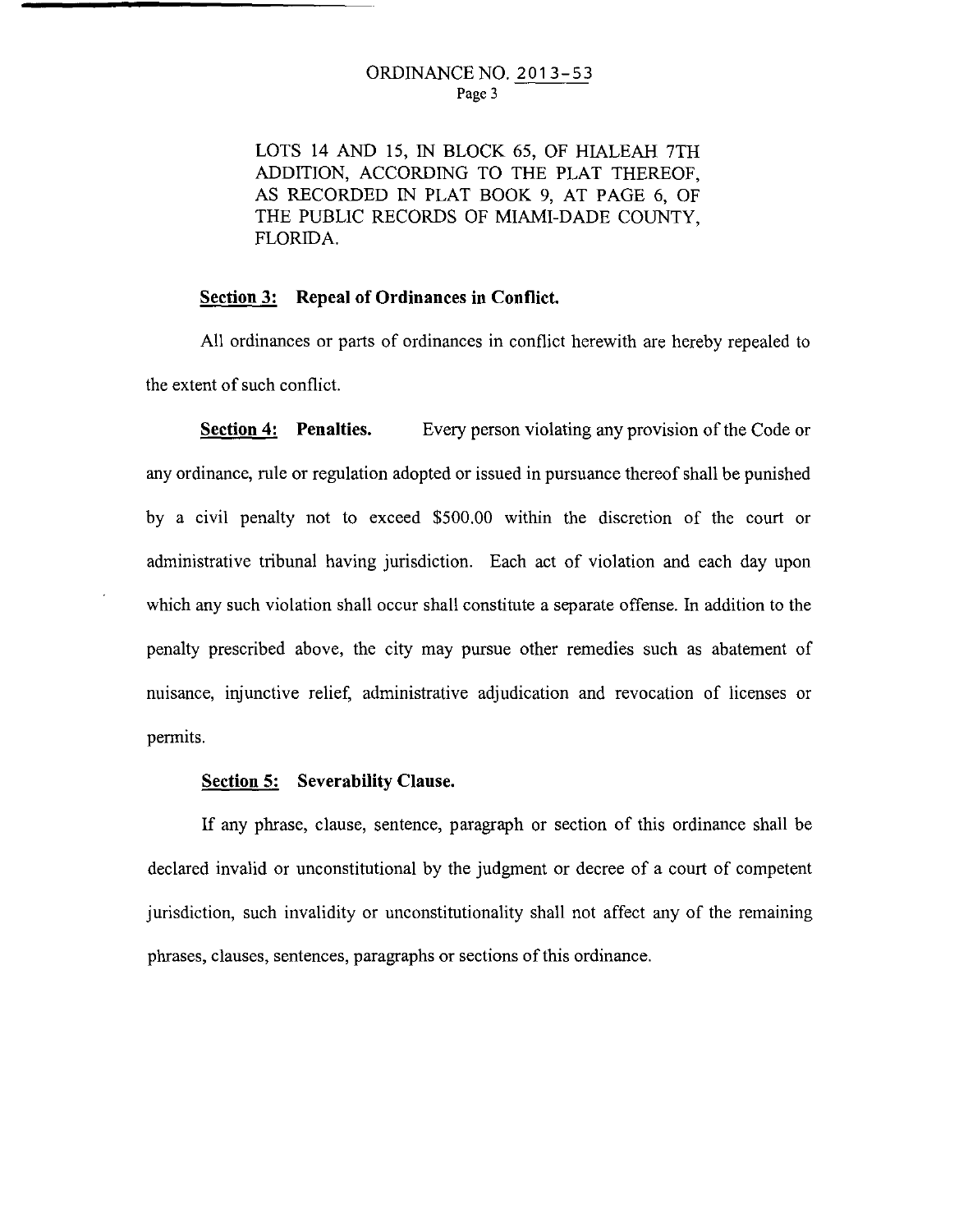LOTS 14 AND 15, IN BLOCK 65, OF HIALEAH 7TH ADDITION, ACCORDING TO THE PLAT THEREOF, AS RECORDED IN PLAT BOOK 9, AT PAGE 6, OF THE PUBLIC RECORDS OF MIAMI-DADE COUNTY, FLORIDA.

**Section 3: Repeal of Ordinances in Conflict.**

All ordinances or parts of ordinances in conflict herewith are hereby repealed to the extent of such conflict.

**Section 4: Penalties.** Every person violating any provision of the Code or any ordinance, rule or regulation adopted or issued in pursuance thereof shall be punished by a civil penalty not to exceed $500.00 within the discretion of the court or administrative tribunal having jurisdiction. Each act of violation and each day upon which any such violation shall occur shall constitute a separate offense. In addition to the penalty prescribed above, the city may pursue other remedies such as abatement of nuisance, injunctive relief, administrative adjudication and revocation of licenses or permits.

**Section 5: Severability Clause.**

If any phrase, clause, sentence, paragraph or section of this ordinance shall be declared invalid or unconstitutional by the judgment or decree of a court of competent jurisdiction, such invalidity or unconstitutionality shall not affect any of the remaining phrases, clauses, sentences, paragraphs or sections of this ordinance.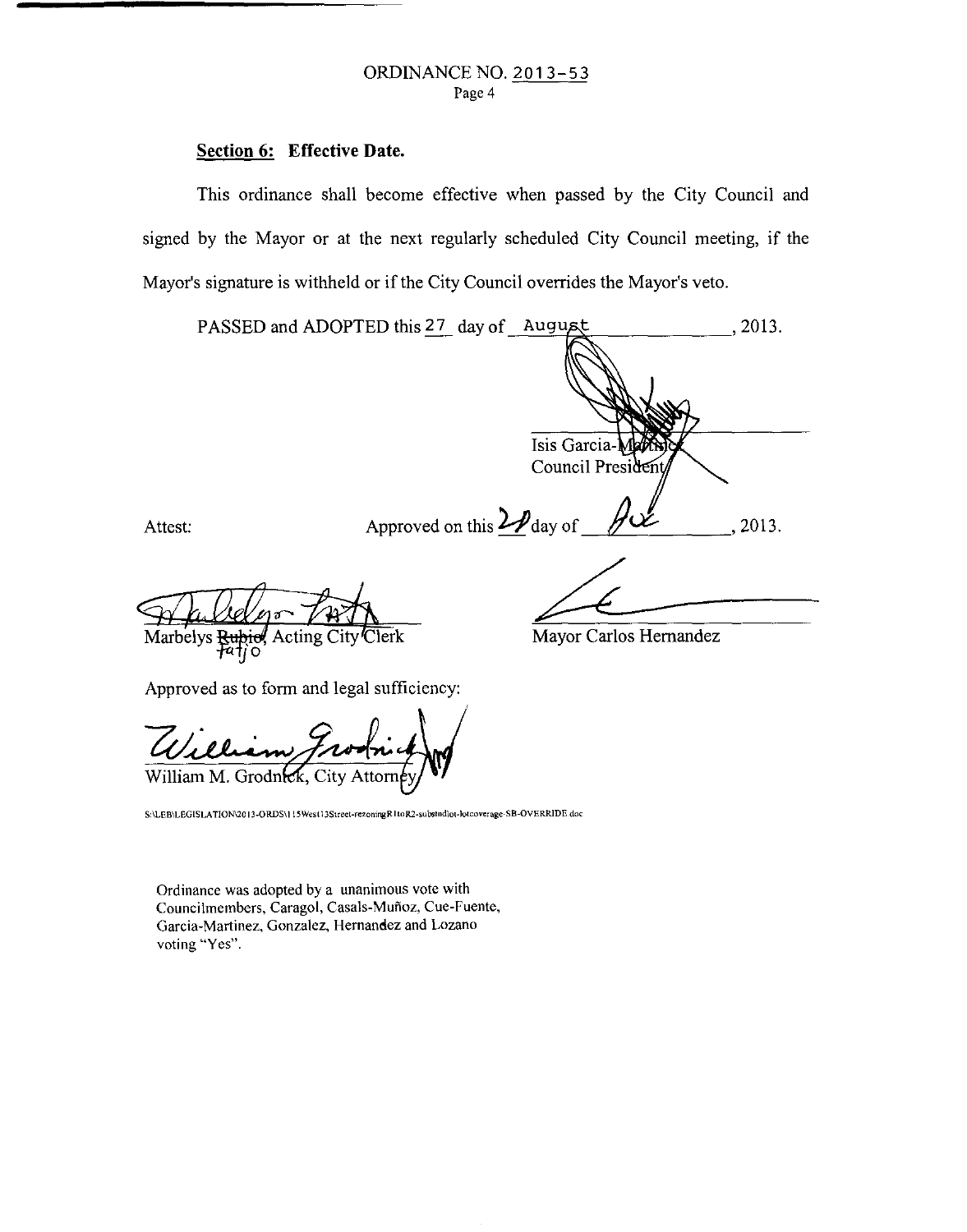ORDINANCE NO. 2013-53

## Section 6: Effective Date.

This ordinance shall become effective when passed by the City Council and signed by the Mayor or at the next regularly scheduled City Council meeting, if the Mayor's signature is withheld or if the City Council overrides the Mayor's veto.

PASSED and ADOPTED this 27 day of August, 2013.

Isis Garcia-Martinez
Council President

Attest:

Approved on this 29 day of Aug, 2013.

Marbelys ~~Rubio~~ Fatjo, Acting City Clerk

Mayor Carlos Hernandez

Approved as to form and legal sufficiency:

William M. Grodnick, City Attorney

S:\LEB\LEGISLATION\2013-ORDS\115West13Street-rezoningR1toR2-substndlot-lotcoverage-SB-OVERRIDE.doc

Ordinance was adopted by a unanimous vote with Councilmembers, Caragol, Casals-Muñoz, Cue-Fuente, Garcia-Martinez, Gonzalez, Hernandez and Lozano voting "Yes".